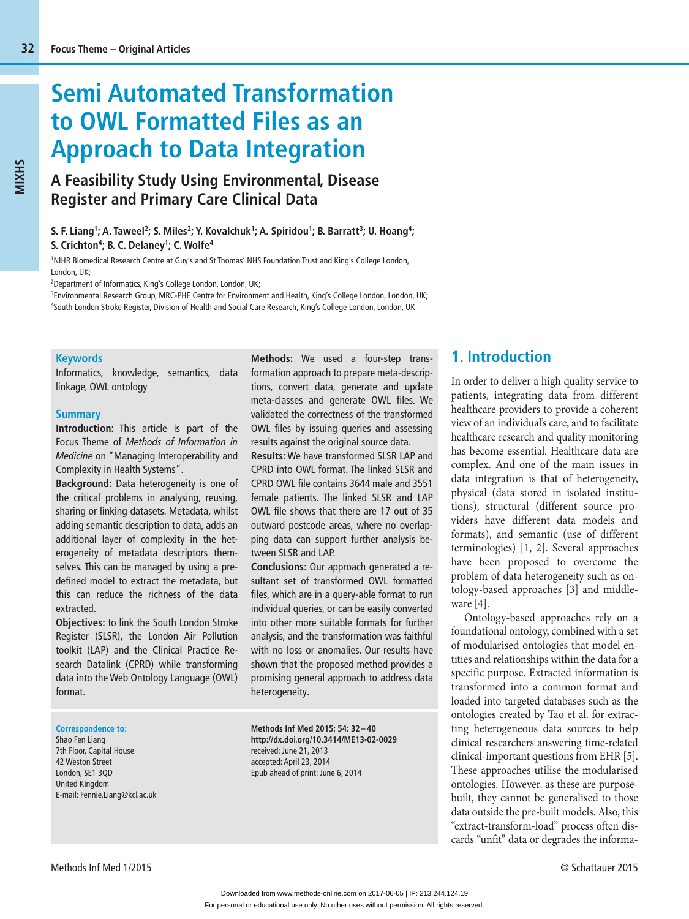# Semi Automated Transformation to OWL Formatted Files as an Approach to Data Integration

## A Feasibility Study Using Environmental, Disease Register and Primary Care Clinical Data

**S. F. Liang[1]; A. Taweel[2]; S. Miles[2]; Y. Kovalchuk[1]; A. Spiridou[1]; B. Barratt[3]; U. Hoang[4]; S. Crichton[4]; B. C. Delaney[1]; C. Wolfe[4]**

[1]NIHR Biomedical Research Centre at Guy's and St Thomas' NHS Foundation Trust and King's College London, London, UK;
[2]Department of Informatics, King's College London, London, UK;
[3]Environmental Research Group, MRC-PHE Centre for Environment and Health, King's College London, London, UK;
[4]South London Stroke Register, Division of Health and Social Care Research, King's College London, London, UK

### Keywords

Informatics, knowledge, semantics, data linkage, OWL ontology

### Summary

**Introduction:** This article is part of the Focus Theme of *Methods of Information in Medicine* on "Managing Interoperability and Complexity in Health Systems".

**Background:** Data heterogeneity is one of the critical problems in analysing, reusing, sharing or linking datasets. Metadata, whilst adding semantic description to data, adds an additional layer of complexity in the heterogeneity of metadata descriptors themselves. This can be managed by using a predefined model to extract the metadata, but this can reduce the richness of the data extracted.

**Objectives:** to link the South London Stroke Register (SLSR), the London Air Pollution toolkit (LAP) and the Clinical Practice Research Datalink (CPRD) while transforming data into the Web Ontology Language (OWL) format.

**Methods:** We used a four-step transformation approach to prepare meta-descriptions, convert data, generate and update meta-classes and generate OWL files. We validated the correctness of the transformed OWL files by issuing queries and assessing results against the original source data.

**Results:** We have transformed SLSR LAP and CPRD into OWL format. The linked SLSR and CPRD OWL file contains 3644 male and 3551 female patients. The linked SLSR and LAP OWL file shows that there are 17 out of 35 outward postcode areas, where no overlapping data can support further analysis between SLSR and LAP.

**Conclusions:** Our approach generated a resultant set of transformed OWL formatted files, which are in a query-able format to run individual queries, or can be easily converted into other more suitable formats for further analysis, and the transformation was faithful with no loss or anomalies. Our results have shown that the proposed method provides a promising general approach to address data heterogeneity.

**Correspondence to:**
Shao Fen Liang
7th Floor, Capital House
42 Weston Street
London, SE1 3QD
United Kingdom
E-mail: Fennie.Liang@kcl.ac.uk

**Methods Inf Med 2015; 54: 32–40**
**http://dx.doi.org/10.3414/ME13-02-0029**
received: June 21, 2013
accepted: April 23, 2014
Epub ahead of print: June 6, 2014

## 1. Introduction

In order to deliver a high quality service to patients, integrating data from different healthcare providers to provide a coherent view of an individual's care, and to facilitate healthcare research and quality monitoring has become essential. Healthcare data are complex. And one of the main issues in data integration is that of heterogeneity, physical (data stored in isolated institutions), structural (different source providers have different data models and formats), and semantic (use of different terminologies) [1, 2]. Several approaches have been proposed to overcome the problem of data heterogeneity such as ontology-based approaches [3] and middleware [4].

Ontology-based approaches rely on a foundational ontology, combined with a set of modularised ontologies that model entities and relationships within the data for a specific purpose. Extracted information is transformed into a common format and loaded into targeted databases such as the ontologies created by Tao et al. for extracting heterogeneous data sources to help clinical researchers answering time-related clinical-important questions from EHR [5]. These approaches utilise the modularised ontologies. However, as these are purpose-built, they cannot be generalised to those data outside the pre-built models. Also, this "extract-transform-load" process often discards "unfit" data or degrades the informa-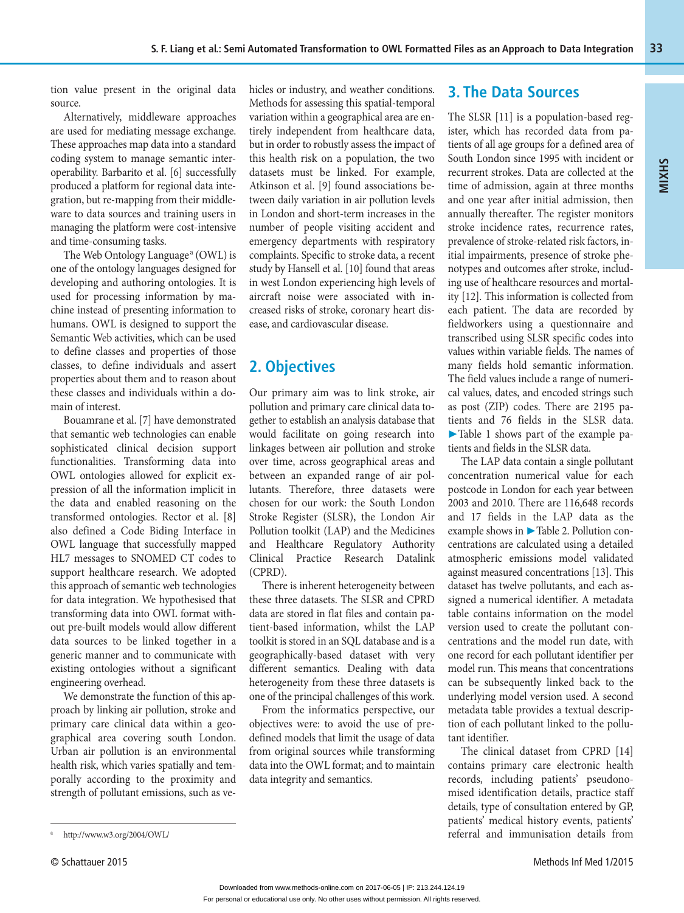tion value present in the original data source.

Alternatively, middleware approaches are used for mediating message exchange. These approaches map data into a standard coding system to manage semantic interoperability. Barbarito et al. [6] successfully produced a platform for regional data integration, but re-mapping from their middleware to data sources and training users in managing the platform were cost-intensive and time-consuming tasks.

The Web Ontology Language[a] (OWL) is one of the ontology languages designed for developing and authoring ontologies. It is used for processing information by machine instead of presenting information to humans. OWL is designed to support the Semantic Web activities, which can be used to define classes and properties of those classes, to define individuals and assert properties about them and to reason about these classes and individuals within a domain of interest.

Bouamrane et al. [7] have demonstrated that semantic web technologies can enable sophisticated clinical decision support functionalities. Transforming data into OWL ontologies allowed for explicit expression of all the information implicit in the data and enabled reasoning on the transformed ontologies. Rector et al. [8] also defined a Code Biding Interface in OWL language that successfully mapped HL7 messages to SNOMED CT codes to support healthcare research. We adopted this approach of semantic web technologies for data integration. We hypothesised that transforming data into OWL format without pre-built models would allow different data sources to be linked together in a generic manner and to communicate with existing ontologies without a significant engineering overhead.

We demonstrate the function of this approach by linking air pollution, stroke and primary care clinical data within a geographical area covering south London. Urban air pollution is an environmental health risk, which varies spatially and temporally according to the proximity and strength of pollutant emissions, such as vehicles or industry, and weather conditions. Methods for assessing this spatial-temporal variation within a geographical area are entirely independent from healthcare data, but in order to robustly assess the impact of this health risk on a population, the two datasets must be linked. For example, Atkinson et al. [9] found associations between daily variation in air pollution levels in London and short-term increases in the number of people visiting accident and emergency departments with respiratory complaints. Specific to stroke data, a recent study by Hansell et al. [10] found that areas in west London experiencing high levels of aircraft noise were associated with increased risks of stroke, coronary heart disease, and cardiovascular disease.

[a] http://www.w3.org/2004/OWL/

## 2. Objectives

Our primary aim was to link stroke, air pollution and primary care clinical data together to establish an analysis database that would facilitate on going research into linkages between air pollution and stroke over time, across geographical areas and between an expanded range of air pollutants. Therefore, three datasets were chosen for our work: the South London Stroke Register (SLSR), the London Air Pollution toolkit (LAP) and the Medicines and Healthcare Regulatory Authority Clinical Practice Research Datalink (CPRD).

There is inherent heterogeneity between these three datasets. The SLSR and CPRD data are stored in flat files and contain patient-based information, whilst the LAP toolkit is stored in an SQL database and is a geographically-based dataset with very different semantics. Dealing with data heterogeneity from these three datasets is one of the principal challenges of this work.

From the informatics perspective, our objectives were: to avoid the use of predefined models that limit the usage of data from original sources while transforming data into the OWL format; and to maintain data integrity and semantics.

## 3. The Data Sources

The SLSR [11] is a population-based register, which has recorded data from patients of all age groups for a defined area of South London since 1995 with incident or recurrent strokes. Data are collected at the time of admission, again at three months and one year after initial admission, then annually thereafter. The register monitors stroke incidence rates, recurrence rates, prevalence of stroke-related risk factors, initial impairments, presence of stroke phenotypes and outcomes after stroke, including use of healthcare resources and mortality [12]. This information is collected from each patient. The data are recorded by fieldworkers using a questionnaire and transcribed using SLSR specific codes into values within variable fields. The names of many fields hold semantic information. The field values include a range of numerical values, dates, and encoded strings such as post (ZIP) codes. There are 2195 patients and 76 fields in the SLSR data. ►Table 1 shows part of the example patients and fields in the SLSR data.

The LAP data contain a single pollutant concentration numerical value for each postcode in London for each year between 2003 and 2010. There are 116,648 records and 17 fields in the LAP data as the example shows in ►Table 2. Pollution concentrations are calculated using a detailed atmospheric emissions model validated against measured concentrations [13]. This dataset has twelve pollutants, and each assigned a numerical identifier. A metadata table contains information on the model version used to create the pollutant concentrations and the model run date, with one record for each pollutant identifier per model run. This means that concentrations can be subsequently linked back to the underlying model version used. A second metadata table provides a textual description of each pollutant linked to the pollutant identifier.

The clinical dataset from CPRD [14] contains primary care electronic health records, including patients' pseudonomised identification details, practice staff details, type of consultation entered by GP, patients' medical history events, patients' referral and immunisation details from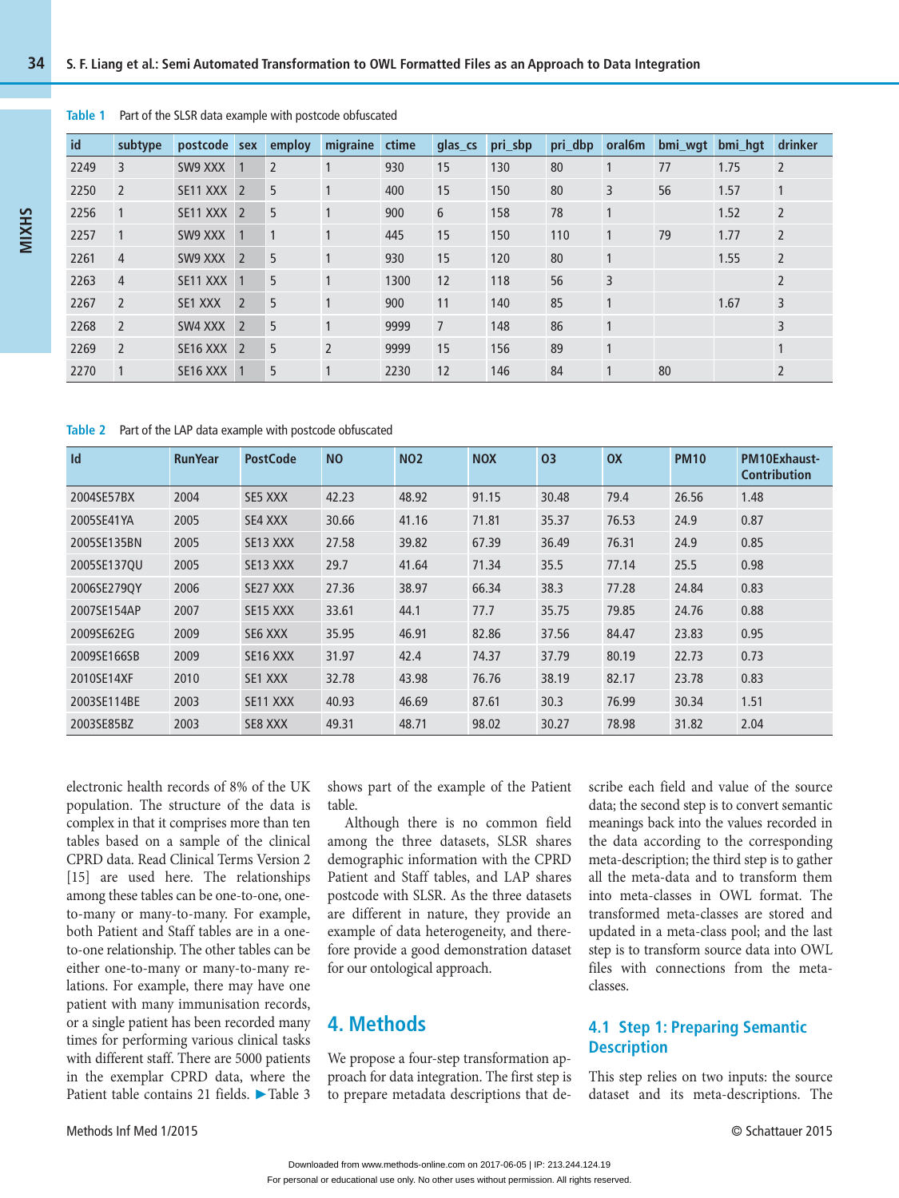**Table 1** Part of the SLSR data example with postcode obfuscated

| id | subtype | postcode | sex | employ | migraine | ctime | glas_cs | pri_sbp | pri_dbp | oral6m | bmi_wgt | bmi_hgt | drinker |
|---|---|---|---|---|---|---|---|---|---|---|---|---|---|
| 2249 | 3 | SW9 XXX | 1 | 2 | 1 | 930 | 15 | 130 | 80 | 1 | 77 | 1.75 | 2 |
| 2250 | 2 | SE11 XXX | 2 | 5 | 1 | 400 | 15 | 150 | 80 | 3 | 56 | 1.57 | 1 |
| 2256 | 1 | SE11 XXX | 2 | 5 | 1 | 900 | 6 | 158 | 78 | 1 | | 1.52 | 2 |
| 2257 | 1 | SW9 XXX | 1 | 1 | 1 | 445 | 15 | 150 | 110 | 1 | 79 | 1.77 | 2 |
| 2261 | 4 | SW9 XXX | 2 | 5 | 1 | 930 | 15 | 120 | 80 | 1 | | 1.55 | 2 |
| 2263 | 4 | SE11 XXX | 1 | 5 | 1 | 1300 | 12 | 118 | 56 | 3 | | | 2 |
| 2267 | 2 | SE1 XXX | 2 | 5 | 1 | 900 | 11 | 140 | 85 | 1 | | 1.67 | 3 |
| 2268 | 2 | SW4 XXX | 2 | 5 | 1 | 9999 | 7 | 148 | 86 | 1 | | | 3 |
| 2269 | 2 | SE16 XXX | 2 | 5 | 2 | 9999 | 15 | 156 | 89 | 1 | | | 1 |
| 2270 | 1 | SE16 XXX | 1 | 5 | 1 | 2230 | 12 | 146 | 84 | 1 | 80 | | 2 |

**Table 2** Part of the LAP data example with postcode obfuscated

| Id | RunYear | PostCode | NO | NO2 | NOX | O3 | OX | PM10 | PM10Exhaust-Contribution |
|---|---|---|---|---|---|---|---|---|---|
| 2004SE57BX | 2004 | SE5 XXX | 42.23 | 48.92 | 91.15 | 30.48 | 79.4 | 26.56 | 1.48 |
| 2005SE41YA | 2005 | SE4 XXX | 30.66 | 41.16 | 71.81 | 35.37 | 76.53 | 24.9 | 0.87 |
| 2005SE135BN | 2005 | SE13 XXX | 27.58 | 39.82 | 67.39 | 36.49 | 76.31 | 24.9 | 0.85 |
| 2005SE137QU | 2005 | SE13 XXX | 29.7 | 41.64 | 71.34 | 35.5 | 77.14 | 25.5 | 0.98 |
| 2006SE279QY | 2006 | SE27 XXX | 27.36 | 38.97 | 66.34 | 38.3 | 77.28 | 24.84 | 0.83 |
| 2007SE154AP | 2007 | SE15 XXX | 33.61 | 44.1 | 77.7 | 35.75 | 79.85 | 24.76 | 0.88 |
| 2009SE62EG | 2009 | SE6 XXX | 35.95 | 46.91 | 82.86 | 37.56 | 84.47 | 23.83 | 0.95 |
| 2009SE166SB | 2009 | SE16 XXX | 31.97 | 42.4 | 74.37 | 37.79 | 80.19 | 22.73 | 0.73 |
| 2010SE14XF | 2010 | SE1 XXX | 32.78 | 43.98 | 76.76 | 38.19 | 82.17 | 23.78 | 0.83 |
| 2003SE114BE | 2003 | SE11 XXX | 40.93 | 46.69 | 87.61 | 30.3 | 76.99 | 30.34 | 1.51 |
| 2003SE85BZ | 2003 | SE8 XXX | 49.31 | 48.71 | 98.02 | 30.27 | 78.98 | 31.82 | 2.04 |

electronic health records of 8% of the UK population. The structure of the data is complex in that it comprises more than ten tables based on a sample of the clinical CPRD data. Read Clinical Terms Version 2 [15] are used here. The relationships among these tables can be one-to-one, one-to-many or many-to-many. For example, both Patient and Staff tables are in a one-to-one relationship. The other tables can be either one-to-many or many-to-many relations. For example, there may have one patient with many immunisation records, or a single patient has been recorded many times for performing various clinical tasks with different staff. There are 5000 patients in the exemplar CPRD data, where the Patient table contains 21 fields. ►Table 3 shows part of the example of the Patient table.

Although there is no common field among the three datasets, SLSR shares demographic information with the CPRD Patient and Staff tables, and LAP shares postcode with SLSR. As the three datasets are different in nature, they provide an example of data heterogeneity, and therefore provide a good demonstration dataset for our ontological approach.

## 4. Methods

We propose a four-step transformation approach for data integration. The first step is to prepare metadata descriptions that describe each field and value of the source data; the second step is to convert semantic meanings back into the values recorded in the data according to the corresponding meta-description; the third step is to gather all the meta-data and to transform them into meta-classes in OWL format. The transformed meta-classes are stored and updated in a meta-class pool; and the last step is to transform source data into OWL files with connections from the meta-classes.

### 4.1 Step 1: Preparing Semantic Description

This step relies on two inputs: the source dataset and its meta-descriptions. The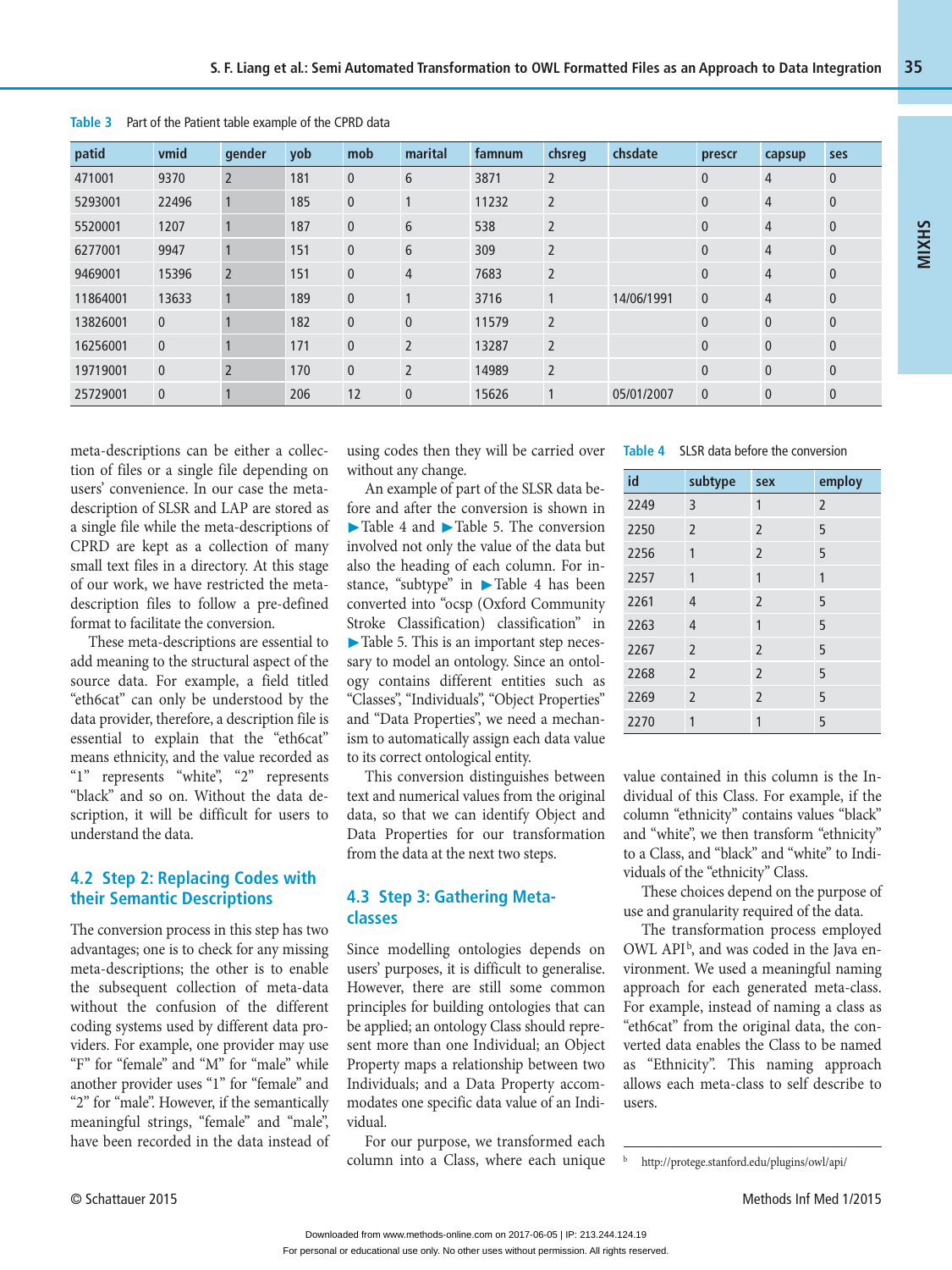Table 3 Part of the Patient table example of the CPRD data

| patid | vmid | gender | yob | mob | marital | famnum | chsreg | chsdate | prescr | capsup | ses |
|---|---|---|---|---|---|---|---|---|---|---|---|
| 471001 | 9370 | 2 | 181 | 0 | 6 | 3871 | 2 | | 0 | 4 | 0 |
| 5293001 | 22496 | 1 | 185 | 0 | 1 | 11232 | 2 | | 0 | 4 | 0 |
| 5520001 | 1207 | 1 | 187 | 0 | 6 | 538 | 2 | | 0 | 4 | 0 |
| 6277001 | 9947 | 1 | 151 | 0 | 6 | 309 | 2 | | 0 | 4 | 0 |
| 9469001 | 15396 | 2 | 151 | 0 | 4 | 7683 | 2 | | 0 | 4 | 0 |
| 11864001 | 13633 | 1 | 189 | 0 | 1 | 3716 | 1 | 14/06/1991 | 0 | 4 | 0 |
| 13826001 | 0 | 1 | 182 | 0 | 0 | 11579 | 2 | | 0 | 0 | 0 |
| 16256001 | 0 | 1 | 171 | 0 | 2 | 13287 | 2 | | 0 | 0 | 0 |
| 19719001 | 0 | 2 | 170 | 0 | 2 | 14989 | 2 | | 0 | 0 | 0 |
| 25729001 | 0 | 1 | 206 | 12 | 0 | 15626 | 1 | 05/01/2007 | 0 | 0 | 0 |

meta-descriptions can be either a collection of files or a single file depending on users' convenience. In our case the meta-description of SLSR and LAP are stored as a single file while the meta-descriptions of CPRD are kept as a collection of many small text files in a directory. At this stage of our work, we have restricted the meta-description files to follow a pre-defined format to facilitate the conversion.

These meta-descriptions are essential to add meaning to the structural aspect of the source data. For example, a field titled "eth6cat" can only be understood by the data provider, therefore, a description file is essential to explain that the "eth6cat" means ethnicity, and the value recorded as "1" represents "white", "2" represents "black" and so on. Without the data description, it will be difficult for users to understand the data.

## 4.2 Step 2: Replacing Codes with their Semantic Descriptions

The conversion process in this step has two advantages; one is to check for any missing meta-descriptions; the other is to enable the subsequent collection of meta-data without the confusion of the different coding systems used by different data providers. For example, one provider may use "F" for "female" and "M" for "male" while another provider uses "1" for "female" and "2" for "male". However, if the semantically meaningful strings, "female" and "male", have been recorded in the data instead of using codes then they will be carried over without any change.

An example of part of the SLSR data before and after the conversion is shown in ▶Table 4 and ▶Table 5. The conversion involved not only the value of the data but also the heading of each column. For instance, "subtype" in ▶Table 4 has been converted into "ocsp (Oxford Community Stroke Classification) classification" in ▶Table 5. This is an important step necessary to model an ontology. Since an ontology contains different entities such as "Classes", "Individuals", "Object Properties" and "Data Properties", we need a mechanism to automatically assign each data value to its correct ontological entity.

This conversion distinguishes between text and numerical values from the original data, so that we can identify Object and Data Properties for our transformation from the data at the next two steps.

## 4.3 Step 3: Gathering Meta-classes

Since modelling ontologies depends on users' purposes, it is difficult to generalise. However, there are still some common principles for building ontologies that can be applied; an ontology Class should represent more than one Individual; an Object Property maps a relationship between two Individuals; and a Data Property accommodates one specific data value of an Individual.

For our purpose, we transformed each column into a Class, where each unique value contained in this column is the Individual of this Class. For example, if the column "ethnicity" contains values "black" and "white", we then transform "ethnicity" to a Class, and "black" and "white" to Individuals of the "ethnicity" Class.

These choices depend on the purpose of use and granularity required of the data.

The transformation process employed OWL API[b], and was coded in the Java environment. We used a meaningful naming approach for each generated meta-class. For example, instead of naming a class as "eth6cat" from the original data, the converted data enables the Class to be named as "Ethnicity". This naming approach allows each meta-class to self describe to users.

Table 4 SLSR data before the conversion

| id | subtype | sex | employ |
|---|---|---|---|
| 2249 | 3 | 1 | 2 |
| 2250 | 2 | 2 | 5 |
| 2256 | 1 | 2 | 5 |
| 2257 | 1 | 1 | 1 |
| 2261 | 4 | 2 | 5 |
| 2263 | 4 | 1 | 5 |
| 2267 | 2 | 2 | 5 |
| 2268 | 2 | 2 | 5 |
| 2269 | 2 | 2 | 5 |
| 2270 | 1 | 1 | 5 |

[b] http://protege.stanford.edu/plugins/owl/api/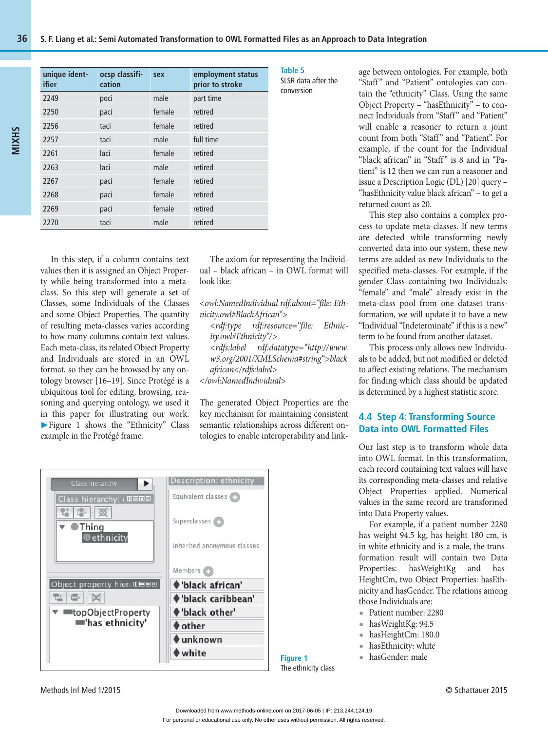| unique identifier | ocsp classification | sex | employment status prior to stroke |
|---|---|---|---|
| 2249 | poci | male | part time |
| 2250 | paci | female | retired |
| 2256 | taci | female | retired |
| 2257 | taci | male | full time |
| 2261 | laci | female | retired |
| 2263 | laci | male | retired |
| 2267 | paci | female | retired |
| 2268 | paci | female | retired |
| 2269 | paci | female | retired |
| 2270 | taci | male | retired |

**Table 5**
SLSR data after the conversion

In this step, if a column contains text values then it is assigned an Object Property while being transformed into a meta-class. So this step will generate a set of Classes, some Individuals of the Classes and some Object Properties. The quantity of resulting meta-classes varies according to how many columns contain text values. Each meta-class, its related Object Property and Individuals are stored in an OWL format, so they can be browsed by any ontology browser [16–19]. Since Protégé is a ubiquitous tool for editing, browsing, reasoning and querying ontology, we used it in this paper for illustrating our work. ►Figure 1 shows the "Ethnicity" Class example in the Protégé frame.

The axiom for representing the Individual – black african – in OWL format will look like:

*<owl:NamedIndividual rdf:about="file: Ethnicity.owl#BlackAfrican">*
*<rdf:type rdf:resource="file: Ethnicity.owl#Ethnicity"/>*
*<rdfs:label rdf:datatype="http://www.w3.org/2001/XMLSchema#string">black african</rdfs:label>*
*</owl:NamedIndividual>*

The generated Object Properties are the key mechanism for maintaining consistent semantic relationships across different ontologies to enable interoperability and linkage between ontologies. For example, both "Staff" and "Patient" ontologies can contain the "ethnicity" Class. Using the same Object Property – "hasEthnicity" – to connect Individuals from "Staff" and "Patient" will enable a reasoner to return a joint count from both "Staff" and "Patient". For example, if the count for the Individual "black african" in "Staff" is 8 and in "Patient" is 12 then we can run a reasoner and issue a Description Logic (DL) [20] query – "hasEthnicity value black african" – to get a returned count as 20.

This step also contains a complex process to update meta-classes. If new terms are detected while transforming newly converted data into our system, these new terms are added as new Individuals to the specified meta-classes. For example, if the gender Class containing two Individuals: "female" and "male" already exist in the meta-class pool from one dataset transformation, we will update it to have a new "Individual "Indeterminate" if this is a new" term to be found from another dataset.

This process only allows new Individuals to be added, but not modified or deleted to affect existing relations. The mechanism for finding which class should be updated is determined by a highest statistic score.

## 4.4 Step 4: Transforming Source Data into OWL Formatted Files

Our last step is to transform whole data into OWL format. In this transformation, each record containing text values will have its corresponding meta-classes and relative Object Properties applied. Numerical values in the same record are transformed into Data Property values.

For example, if a patient number 2280 has weight 94.5 kg, has height 180 cm, is in white ethnicity and is a male, the transformation result will contain two Data Properties: hasWeightKg and hasHeightCm, two Object Properties: hasEthnicity and hasGender. The relations among those Individuals are:

- Patient number: 2280
- hasWeightKg: 94.5
- hasHeightCm: 180.0
- hasEthnicity: white
- hasGender: male

**Figure 1**
The ethnicity class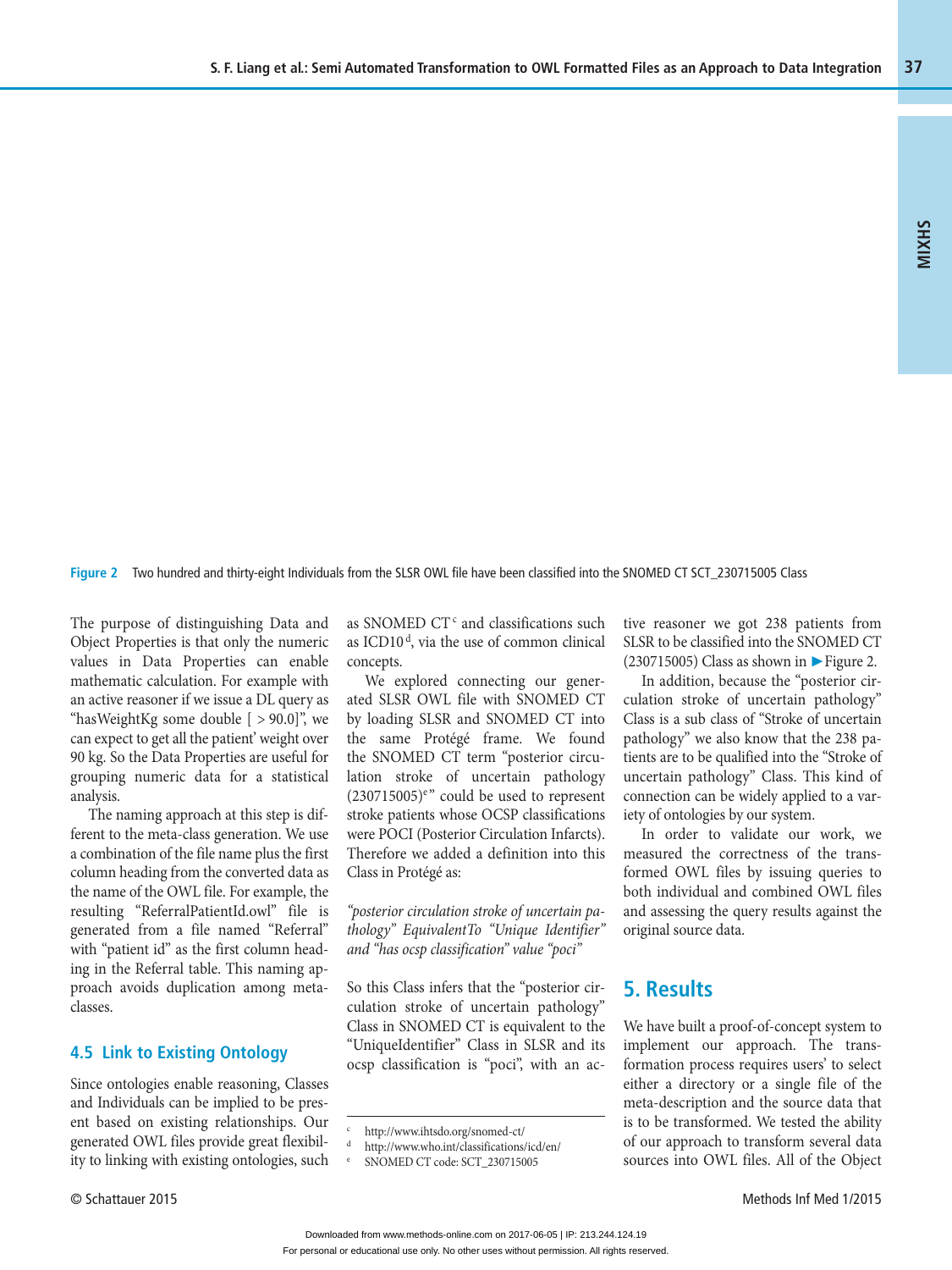**Figure 2** Two hundred and thirty-eight Individuals from the SLSR OWL file have been classified into the SNOMED CT SCT_230715005 Class

The purpose of distinguishing Data and Object Properties is that only the numeric values in Data Properties can enable mathematic calculation. For example with an active reasoner if we issue a DL query as "hasWeightKg some double [ > 90.0]", we can expect to get all the patient' weight over 90 kg. So the Data Properties are useful for grouping numeric data for a statistical analysis.

The naming approach at this step is different to the meta-class generation. We use a combination of the file name plus the first column heading from the converted data as the name of the OWL file. For example, the resulting "ReferralPatientId.owl" file is generated from a file named "Referral" with "patient id" as the first column heading in the Referral table. This naming approach avoids duplication among meta-classes.

### 4.5 Link to Existing Ontology

Since ontologies enable reasoning, Classes and Individuals can be implied to be present based on existing relationships. Our generated OWL files provide great flexibility to linking with existing ontologies, such as SNOMED CT[c] and classifications such as ICD10[d], via the use of common clinical concepts.

We explored connecting our generated SLSR OWL file with SNOMED CT by loading SLSR and SNOMED CT into the same Protégé frame. We found the SNOMED CT term "posterior circulation stroke of uncertain pathology (230715005)[e]" could be used to represent stroke patients whose OCSP classifications were POCI (Posterior Circulation Infarcts). Therefore we added a definition into this Class in Protégé as:

*"posterior circulation stroke of uncertain pathology" EquivalentTo "Unique Identifier" and "has ocsp classification" value "poci"*

So this Class infers that the "posterior circulation stroke of uncertain pathology" Class in SNOMED CT is equivalent to the "UniqueIdentifier" Class in SLSR and its ocsp classification is "poci", with an active reasoner we got 238 patients from SLSR to be classified into the SNOMED CT (230715005) Class as shown in ►Figure 2.

In addition, because the "posterior circulation stroke of uncertain pathology" Class is a sub class of "Stroke of uncertain pathology" we also know that the 238 patients are to be qualified into the "Stroke of uncertain pathology" Class. This kind of connection can be widely applied to a variety of ontologies by our system.

In order to validate our work, we measured the correctness of the transformed OWL files by issuing queries to both individual and combined OWL files and assessing the query results against the original source data.

## 5. Results

We have built a proof-of-concept system to implement our approach. The transformation process requires users' to select either a directory or a single file of the meta-description and the source data that is to be transformed. We tested the ability of our approach to transform several data sources into OWL files. All of the Object

---

[c] http://www.ihtsdo.org/snomed-ct/

[d] http://www.who.int/classifications/icd/en/

[e] SNOMED CT code: SCT_230715005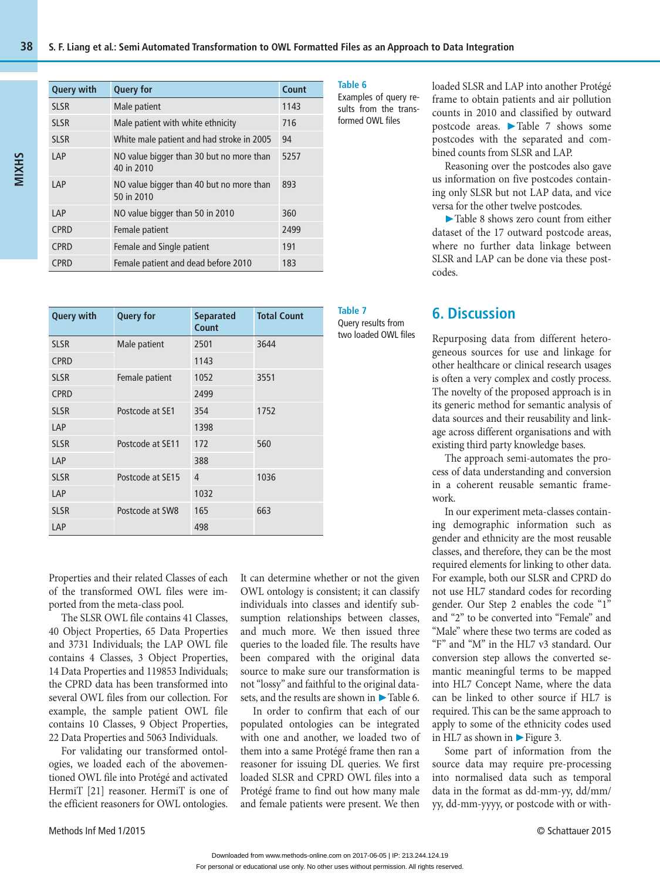| Query with | Query for | Count |
|---|---|---|
| SLSR | Male patient | 1143 |
| SLSR | Male patient with white ethnicity | 716 |
| SLSR | White male patient and had stroke in 2005 | 94 |
| LAP | NO value bigger than 30 but no more than 40 in 2010 | 5257 |
| LAP | NO value bigger than 40 but no more than 50 in 2010 | 893 |
| LAP | NO value bigger than 50 in 2010 | 360 |
| CPRD | Female patient | 2499 |
| CPRD | Female and Single patient | 191 |
| CPRD | Female patient and dead before 2010 | 183 |

**Table 6** Examples of query results from the transformed OWL files

| Query with | Query for | Separated Count | Total Count |
|---|---|---|---|
| SLSR | Male patient | 2501 | 3644 |
| CPRD | | 1143 | |
| SLSR | Female patient | 1052 | 3551 |
| CPRD | | 2499 | |
| SLSR | Postcode at SE1 | 354 | 1752 |
| LAP | | 1398 | |
| SLSR | Postcode at SE11 | 172 | 560 |
| LAP | | 388 | |
| SLSR | Postcode at SE15 | 4 | 1036 |
| LAP | | 1032 | |
| SLSR | Postcode at SW8 | 165 | 663 |
| LAP | | 498 | |

**Table 7** Query results from two loaded OWL files

Properties and their related Classes of each of the transformed OWL files were imported from the meta-class pool.

The SLSR OWL file contains 41 Classes, 40 Object Properties, 65 Data Properties and 3731 Individuals; the LAP OWL file contains 4 Classes, 3 Object Properties, 14 Data Properties and 119853 Individuals; the CPRD data has been transformed into several OWL files from our collection. For example, the sample patient OWL file contains 10 Classes, 9 Object Properties, 22 Data Properties and 5063 Individuals.

For validating our transformed ontologies, we loaded each of the abovementioned OWL file into Protégé and activated HermiT [21] reasoner. HermiT is one of the efficient reasoners for OWL ontologies. It can determine whether or not the given OWL ontology is consistent; it can classify individuals into classes and identify subsumption relationships between classes, and much more. We then issued three queries to the loaded file. The results have been compared with the original data source to make sure our transformation is not "lossy" and faithful to the original datasets, and the results are shown in ►Table 6.

In order to confirm that each of our populated ontologies can be integrated with one and another, we loaded two of them into a same Protégé frame then ran a reasoner for issuing DL queries. We first loaded SLSR and CPRD OWL files into a Protégé frame to find out how many male and female patients were present. We then loaded SLSR and LAP into another Protégé frame to obtain patients and air pollution counts in 2010 and classified by outward postcode areas. ►Table 7 shows some postcodes with the separated and combined counts from SLSR and LAP.

Reasoning over the postcodes also gave us information on five postcodes containing only SLSR but not LAP data, and vice versa for the other twelve postcodes. ►Table 8 shows zero count from either dataset of the 17 outward postcode areas, where no further data linkage between SLSR and LAP can be done via these postcodes.

## 6. Discussion

Repurposing data from different heterogeneous sources for use and linkage for other healthcare or clinical research usages is often a very complex and costly process. The novelty of the proposed approach is in its generic method for semantic analysis of data sources and their reusability and linkage across different organisations and with existing third party knowledge bases.

The approach semi-automates the process of data understanding and conversion in a coherent reusable semantic framework.

In our experiment meta-classes containing demographic information such as gender and ethnicity are the most reusable classes, and therefore, they can be the most required elements for linking to other data. For example, both our SLSR and CPRD do not use HL7 standard codes for recording gender. Our Step 2 enables the code "1" and "2" to be converted into "Female" and "Male" where these two terms are coded as "F" and "M" in the HL7 v3 standard. Our conversion step allows the converted semantic meaningful terms to be mapped into HL7 Concept Name, where the data can be linked to other source if HL7 is required. This can be the same approach to apply to some of the ethnicity codes used in HL7 as shown in ►Figure 3.

Some part of information from the source data may require pre-processing into normalised data such as temporal data in the format as dd-mm-yy, dd/mm/yy, dd-mm-yyyy, or postcode with or with-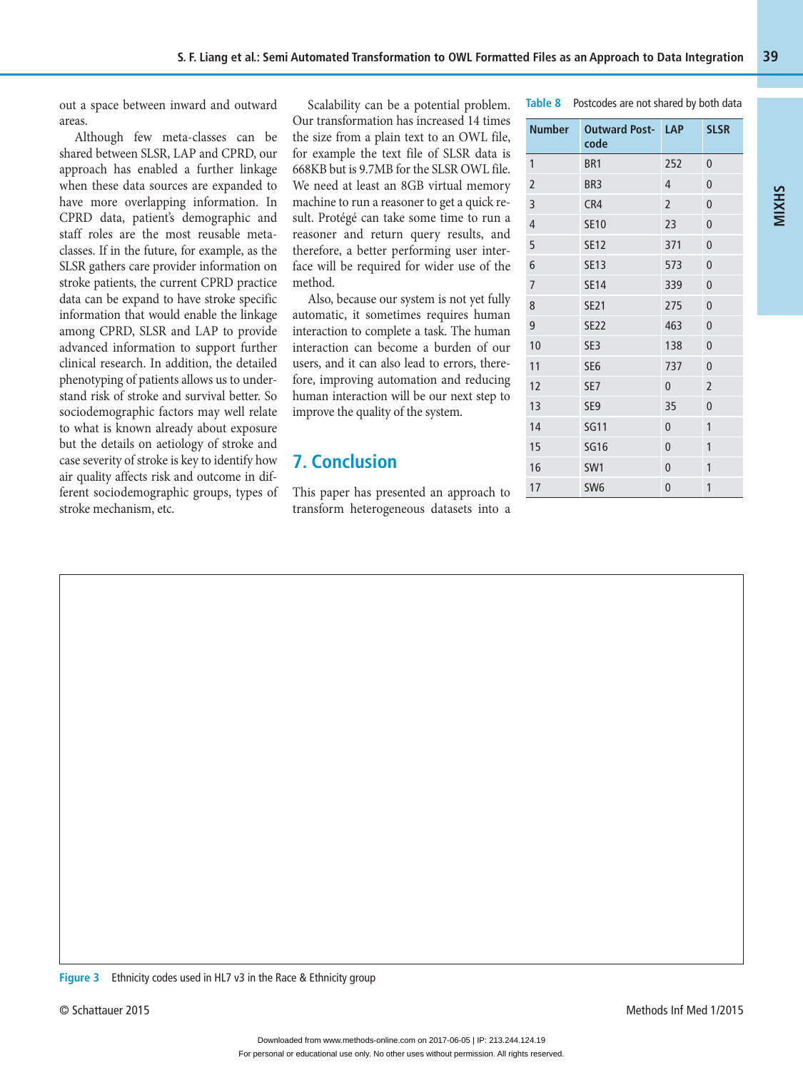out a space between inward and outward areas.

Although few meta-classes can be shared between SLSR, LAP and CPRD, our approach has enabled a further linkage when these data sources are expanded to have more overlapping information. In CPRD data, patient's demographic and staff roles are the most reusable meta-classes. If in the future, for example, as the SLSR gathers care provider information on stroke patients, the current CPRD practice data can be expand to have stroke specific information that would enable the linkage among CPRD, SLSR and LAP to provide advanced information to support further clinical research. In addition, the detailed phenotyping of patients allows us to understand risk of stroke and survival better. So sociodemographic factors may well relate to what is known already about exposure but the details on aetiology of stroke and case severity of stroke is key to identify how air quality affects risk and outcome in different sociodemographic groups, types of stroke mechanism, etc.

Scalability can be a potential problem. Our transformation has increased 14 times the size from a plain text to an OWL file, for example the text file of SLSR data is 668KB but is 9.7MB for the SLSR OWL file. We need at least an 8GB virtual memory machine to run a reasoner to get a quick result. Protégé can take some time to run a reasoner and return query results, and therefore, a better performing user interface will be required for wider use of the method.

Also, because our system is not yet fully automatic, it sometimes requires human interaction to complete a task. The human interaction can become a burden of our users, and it can also lead to errors, therefore, improving automation and reducing human interaction will be our next step to improve the quality of the system.

## 7. Conclusion

This paper has presented an approach to transform heterogeneous datasets into a

**Table 8** Postcodes are not shared by both data

| Number | Outward Postcode | LAP | SLSR |
|---|---|---|---|
| 1 | BR1 | 252 | 0 |
| 2 | BR3 | 4 | 0 |
| 3 | CR4 | 2 | 0 |
| 4 | SE10 | 23 | 0 |
| 5 | SE12 | 371 | 0 |
| 6 | SE13 | 573 | 0 |
| 7 | SE14 | 339 | 0 |
| 8 | SE21 | 275 | 0 |
| 9 | SE22 | 463 | 0 |
| 10 | SE3 | 138 | 0 |
| 11 | SE6 | 737 | 0 |
| 12 | SE7 | 0 | 2 |
| 13 | SE9 | 35 | 0 |
| 14 | SG11 | 0 | 1 |
| 15 | SG16 | 0 | 1 |
| 16 | SW1 | 0 | 1 |
| 17 | SW6 | 0 | 1 |

**Figure 3** Ethnicity codes used in HL7 v3 in the Race & Ethnicity group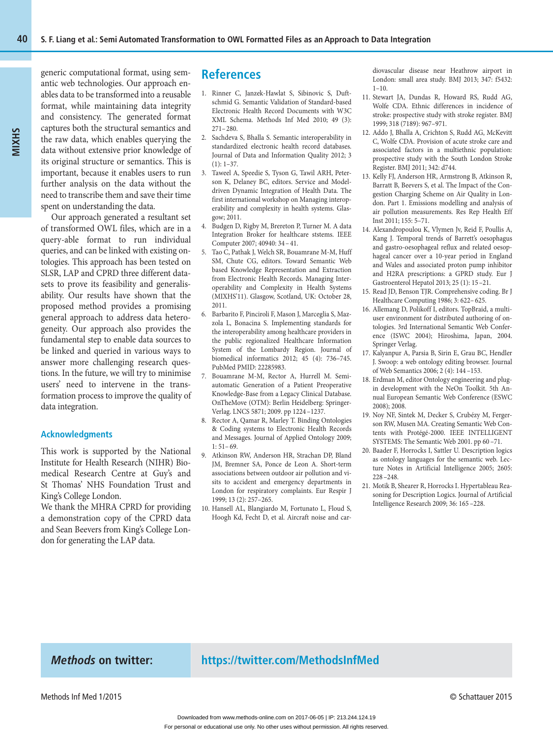generic computational format, using semantic web technologies. Our approach enables data to be transformed into a reusable format, while maintaining data integrity and consistency. The generated format captures both the structural semantics and the raw data, which enables querying the data without extensive prior knowledge of its original structure or semantics. This is important, because it enables users to run further analysis on the data without the need to transcribe them and save their time spent on understanding the data.

Our approach generated a resultant set of transformed OWL files, which are in a query-able format to run individual queries, and can be linked with existing ontologies. This approach has been tested on SLSR, LAP and CPRD three different datasets to prove its feasibility and generalisability. Our results have shown that the proposed method provides a promising general approach to address data heterogeneity. Our approach also provides the fundamental step to enable data sources to be linked and queried in various ways to answer more challenging research questions. In the future, we will try to minimise users' need to intervene in the transformation process to improve the quality of data integration.

### Acknowledgments

This work is supported by the National Institute for Health Research (NIHR) Biomedical Research Centre at Guy's and St Thomas' NHS Foundation Trust and King's College London.

We thank the MHRA CPRD for providing a demonstration copy of the CPRD data and Sean Beevers from King's College London for generating the LAP data.

## References

1. Rinner C, Janzek-Hawlat S, Sibinovic S, Duftschmid G. Semantic Validation of Standard-based Electronic Health Record Documents with W3C XML Schema. Methods Inf Med 2010; 49 (3): 271–280.
2. Sachdeva S, Bhalla S. Semantic interoperability in standardized electronic health record databases. Journal of Data and Information Quality 2012; 3 (1): 1–37.
3. Taweel A, Speedie S, Tyson G, Tawil ARH, Peterson K, Delaney BC, editors. Service and Model-driven Dynamic Integration of Health Data. The first international workshop on Managing interoperability and complexity in health systems. Glasgow; 2011.
4. Budgen D, Rigby M, Brereton P, Turner M. A data Integration Broker for healthcare sstems. IEEE Computer 2007; 40940: 34–41.
5. Tao C, Pathak J, Welch SR, Bouamrane M-M, Huff SM, Chute CG, editors. Toward Semantic Web based Knowledge Representation and Extraction from Electronic Health Records. Managing Interoperability and Complexity in Health Systems (MIXHS'11). Glasgow, Scotland, UK: October 28, 2011.
6. Barbarito F, Pinciroli F, Mason J, Marceglia S, Mazzola L, Bonacina S. Implementing standards for the interoperability among healthcare providers in the public regionalized Healthcare Information System of the Lombardy Region. Journal of biomedical informatics 2012; 45 (4): 736–745. PubMed PMID: 22285983.
7. Bouamrane M-M, Rector A, Hurrell M. Semi-automatic Generation of a Patient Preoperative Knowledge-Base from a Legacy Clinical Database. OnTheMove (OTM): Berlin Heidelberg: Springer-Verlag. LNCS 5871; 2009. pp 1224–1237.
8. Rector A, Qamar R, Marley T. Binding Ontologies & Coding systems to Electronic Health Records and Messages. Journal of Applied Ontology 2009; 1: 51–69.
9. Atkinson RW, Anderson HR, Strachan DP, Bland JM, Bremner SA, Ponce de Leon A. Short-term associations between outdoor air pollution and visits to accident and emergency departments in London for respiratory complaints. Eur Respir J 1999; 13 (2): 257–265.
10. Hansell AL, Blangiardo M, Fortunato L, Floud S, Hoogh Kd, Fecht D, et al. Aircraft noise and cardiovascular disease near Heathrow airport in London: small area study. BMJ 2013; 347: f5432: 1–10.
11. Stewart JA, Dundas R, Howard RS, Rudd AG, Wolfe CDA. Ethnic differences in incidence of stroke: prospective study with stroke register. BMJ 1999; 318 (7189): 967–971.
12. Addo J, Bhalla A, Crichton S, Rudd AG, McKevitt C, Wolfe CDA. Provision of acute stroke care and associated factors in a multiethnic population: prospective study with the South London Stroke Register. BMJ 2011; 342: d744.
13. Kelly FJ, Anderson HR, Armstrong B, Atkinson R, Barratt B, Beevers S, et al. The Impact of the Congestion Charging Scheme on Air Quality in London. Part 1. Emissions modelling and analysis of air pollution measurements. Res Rep Health Eff Inst 2011; 155: 5–71.
14. Alexandropoulou K, Vlymen Jv, Reid F, Poullis A, Kang J. Temporal trends of Barrett's oesophagus and gastro-oesophageal reflux and related oesophageal cancer over a 10-year period in England and Wales and associated proton pump inhibitor and H2RA prescriptions: a GPRD study. Eur J Gastroenterol Hepatol 2013; 25 (1): 15–21.
15. Read JD, Benson TJR. Comprehensive coding. Br J Healthcare Computing 1986; 3: 622–625.
16. Allemang D, Polikoff I, editors. TopBraid, a multi-user environment for distributed authoring of ontologies. 3rd International Semantic Web Conference (ISWC 2004); Hiroshima, Japan, 2004. Springer Verlag.
17. Kalyanpur A, Parsia B, Sirin E, Grau BC, Hendler J. Swoop: a web ontology editing browser. Journal of Web Semantics 2006; 2 (4): 144–153.
18. Erdman M, editor Ontology engineering and plug-in development with the NeOn Toolkit. 5th Annual European Semantic Web Conference (ESWC 2008); 2008.
19. Noy NF, Sintek M, Decker S, Crubézy M, Fergerson RW, Musen MA. Creating Semantic Web Contents with Protégé-2000. IEEE INTELLIGENT SYSTEMS: The Semantic Web 2001. pp 60–71.
20. Baader F, Horrocks I, Sattler U. Description logics as ontology languages for the semantic web. Lecture Notes in Artificial Intelligence 2005; 2605: 228–248.
21. Motik B, Shearer R, Horrocks I. Hypertableau Reasoning for Description Logics. Journal of Artificial Intelligence Research 2009; 36: 165–228.

***Methods* on twitter:** **https://twitter.com/MethodsInfMed**